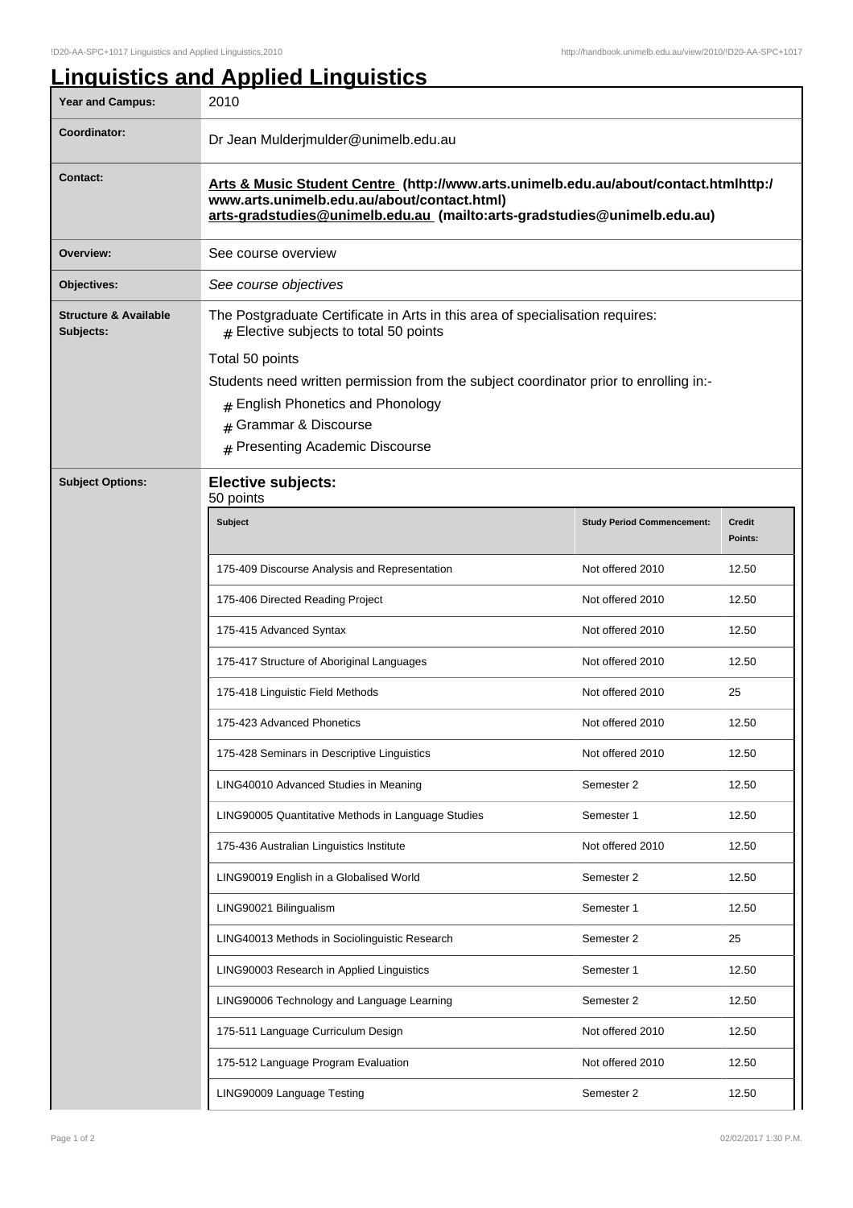# Linguistics and Applied Linguistics

| Year and Campus: | 2010 |
| --- | --- |
| Coordinator: | Dr Jean Mulderjmulder@unimelb.edu.au |
| Contact: | **Arts & Music Student Centre (http://www.arts.unimelb.edu.au/about/contact.htmlhttp://www.arts.unimelb.edu.au/about/contact.html)**<br>**arts-gradstudies@unimelb.edu.au (mailto:arts-gradstudies@unimelb.edu.au)** |
| Overview: | See course overview |
| Objectives: | *See course objectives* |
| Structure & Available Subjects: | The Postgraduate Certificate in Arts in this area of specialisation requires:<br># Elective subjects to total 50 points<br>Total 50 points<br>Students need written permission from the subject coordinator prior to enrolling in:-<br># English Phonetics and Phonology<br># Grammar & Discourse<br># Presenting Academic Discourse |
| Subject Options: | **Elective subjects:**<br>50 points |

| Subject | Study Period Commencement: | Credit Points: |
| --- | --- | --- |
| 175-409 Discourse Analysis and Representation | Not offered 2010 | 12.50 |
| 175-406 Directed Reading Project | Not offered 2010 | 12.50 |
| 175-415 Advanced Syntax | Not offered 2010 | 12.50 |
| 175-417 Structure of Aboriginal Languages | Not offered 2010 | 12.50 |
| 175-418 Linguistic Field Methods | Not offered 2010 | 25 |
| 175-423 Advanced Phonetics | Not offered 2010 | 12.50 |
| 175-428 Seminars in Descriptive Linguistics | Not offered 2010 | 12.50 |
| LING40010 Advanced Studies in Meaning | Semester 2 | 12.50 |
| LING90005 Quantitative Methods in Language Studies | Semester 1 | 12.50 |
| 175-436 Australian Linguistics Institute | Not offered 2010 | 12.50 |
| LING90019 English in a Globalised World | Semester 2 | 12.50 |
| LING90021 Bilingualism | Semester 1 | 12.50 |
| LING40013 Methods in Sociolinguistic Research | Semester 2 | 25 |
| LING90003 Research in Applied Linguistics | Semester 1 | 12.50 |
| LING90006 Technology and Language Learning | Semester 2 | 12.50 |
| 175-511 Language Curriculum Design | Not offered 2010 | 12.50 |
| 175-512 Language Program Evaluation | Not offered 2010 | 12.50 |
| LING90009 Language Testing | Semester 2 | 12.50 |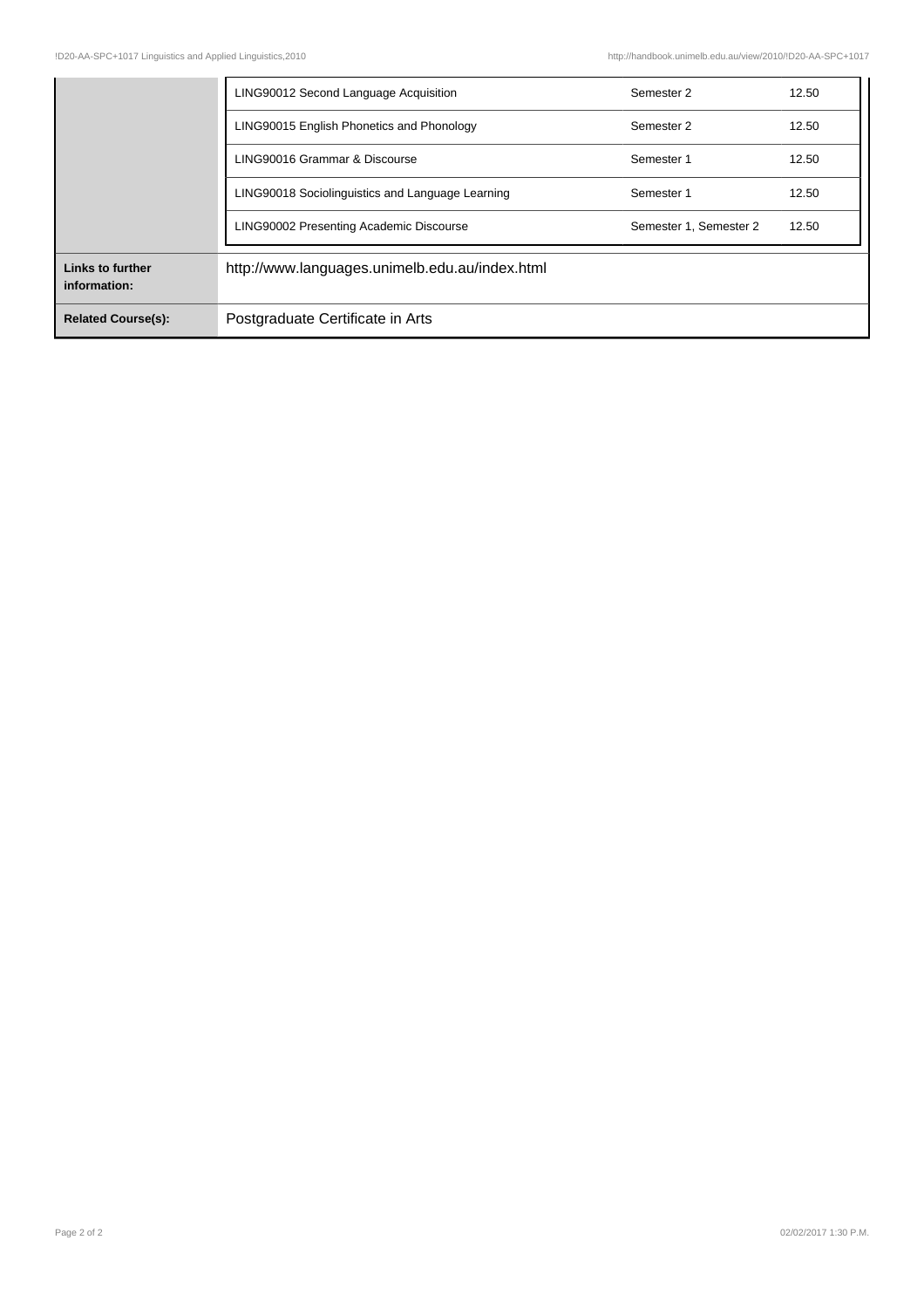| | | | |
|---|---|---|---|
| | LING90012 Second Language Acquisition | Semester 2 | 12.50 |
| | LING90015 English Phonetics and Phonology | Semester 2 | 12.50 |
| | LING90016 Grammar & Discourse | Semester 1 | 12.50 |
| | LING90018 Sociolinguistics and Language Learning | Semester 1 | 12.50 |
| | LING90002 Presenting Academic Discourse | Semester 1, Semester 2 | 12.50 |
| **Links to further information:** | http://www.languages.unimelb.edu.au/index.html | | |
| **Related Course(s):** | Postgraduate Certificate in Arts | | |